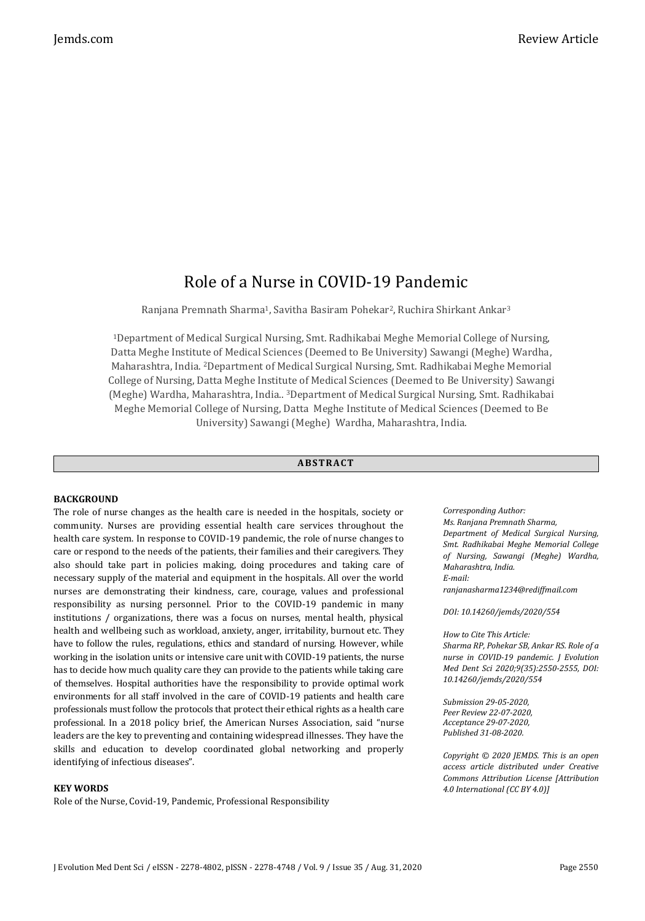# Role of a Nurse in COVID-19 Pandemic

Ranjana Premnath Sharma[1], Savitha Basiram Pohekar[2], Ruchira Shirkant Ankar[3]

[1]Department of Medical Surgical Nursing, Smt. Radhikabai Meghe Memorial College of Nursing, Datta Meghe Institute of Medical Sciences (Deemed to Be University) Sawangi (Meghe) Wardha, Maharashtra, India. [2]Department of Medical Surgical Nursing, Smt. Radhikabai Meghe Memorial College of Nursing, Datta Meghe Institute of Medical Sciences (Deemed to Be University) Sawangi (Meghe) Wardha, Maharashtra, India.. [3]Department of Medical Surgical Nursing, Smt. Radhikabai Meghe Memorial College of Nursing, Datta Meghe Institute of Medical Sciences (Deemed to Be University) Sawangi (Meghe) Wardha, Maharashtra, India.

## ABSTRACT

### BACKGROUND

The role of nurse changes as the health care is needed in the hospitals, society or community. Nurses are providing essential health care services throughout the health care system. In response to COVID-19 pandemic, the role of nurse changes to care or respond to the needs of the patients, their families and their caregivers. They also should take part in policies making, doing procedures and taking care of necessary supply of the material and equipment in the hospitals. All over the world nurses are demonstrating their kindness, care, courage, values and professional responsibility as nursing personnel. Prior to the COVID-19 pandemic in many institutions / organizations, there was a focus on nurses, mental health, physical health and wellbeing such as workload, anxiety, anger, irritability, burnout etc. They have to follow the rules, regulations, ethics and standard of nursing. However, while working in the isolation units or intensive care unit with COVID-19 patients, the nurse has to decide how much quality care they can provide to the patients while taking care of themselves. Hospital authorities have the responsibility to provide optimal work environments for all staff involved in the care of COVID-19 patients and health care professionals must follow the protocols that protect their ethical rights as a health care professional. In a 2018 policy brief, the American Nurses Association, said "nurse leaders are the key to preventing and containing widespread illnesses. They have the skills and education to develop coordinated global networking and properly identifying of infectious diseases".

### KEY WORDS

Role of the Nurse, Covid-19, Pandemic, Professional Responsibility

*Corresponding Author:*
*Ms. Ranjana Premnath Sharma,*
*Department of Medical Surgical Nursing, Smt. Radhikabai Meghe Memorial College of Nursing, Sawangi (Meghe) Wardha, Maharashtra, India.*
*E-mail:*
*ranjanasharma1234@rediffmail.com*

*DOI: 10.14260/jemds/2020/554*

*How to Cite This Article:*
*Sharma RP, Pohekar SB, Ankar RS. Role of a nurse in COVID-19 pandemic. J Evolution Med Dent Sci 2020;9(35):2550-2555, DOI: 10.14260/jemds/2020/554*

*Submission 29-05-2020,*
*Peer Review 22-07-2020,*
*Acceptance 29-07-2020,*
*Published 31-08-2020.*

*Copyright © 2020 JEMDS. This is an open access article distributed under Creative Commons Attribution License [Attribution 4.0 International (CC BY 4.0)]*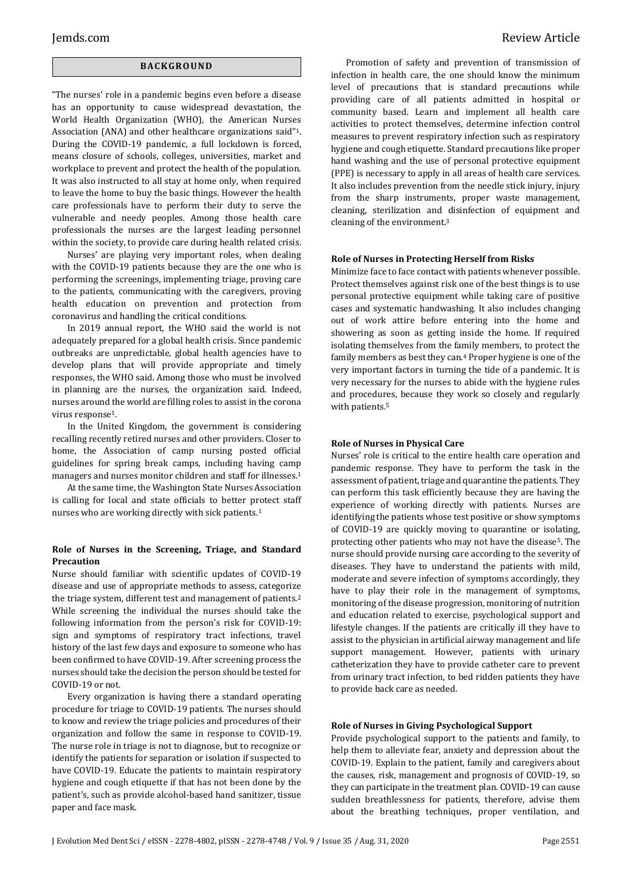## BACKGROUND

"The nurses' role in a pandemic begins even before a disease has an opportunity to cause widespread devastation, the World Health Organization (WHO), the American Nurses Association (ANA) and other healthcare organizations said"[1]. During the COVID-19 pandemic, a full lockdown is forced, means closure of schools, colleges, universities, market and workplace to prevent and protect the health of the population. It was also instructed to all stay at home only, when required to leave the home to buy the basic things. However the health care professionals have to perform their duty to serve the vulnerable and needy peoples. Among those health care professionals the nurses are the largest leading personnel within the society, to provide care during health related crisis.

Nurses' are playing very important roles, when dealing with the COVID-19 patients because they are the one who is performing the screenings, implementing triage, proving care to the patients, communicating with the caregivers, proving health education on prevention and protection from coronavirus and handling the critical conditions.

In 2019 annual report, the WHO said the world is not adequately prepared for a global health crisis. Since pandemic outbreaks are unpredictable, global health agencies have to develop plans that will provide appropriate and timely responses, the WHO said. Among those who must be involved in planning are the nurses, the organization said. Indeed, nurses around the world are filling roles to assist in the corona virus response[1].

In the United Kingdom, the government is considering recalling recently retired nurses and other providers. Closer to home, the Association of camp nursing posted official guidelines for spring break camps, including having camp managers and nurses monitor children and staff for illnesses.[1]

At the same time, the Washington State Nurses Association is calling for local and state officials to better protect staff nurses who are working directly with sick patients.[1]

### Role of Nurses in the Screening, Triage, and Standard Precaution

Nurse should familiar with scientific updates of COVID-19 disease and use of appropriate methods to assess, categorize the triage system, different test and management of patients.[2] While screening the individual the nurses should take the following information from the person's risk for COVID-19: sign and symptoms of respiratory tract infections, travel history of the last few days and exposure to someone who has been confirmed to have COVID-19. After screening process the nurses should take the decision the person should be tested for COVID-19 or not.

Every organization is having there a standard operating procedure for triage to COVID-19 patients. The nurses should to know and review the triage policies and procedures of their organization and follow the same in response to COVID-19. The nurse role in triage is not to diagnose, but to recognize or identify the patients for separation or isolation if suspected to have COVID-19. Educate the patients to maintain respiratory hygiene and cough etiquette if that has not been done by the patient's, such as provide alcohol-based hand sanitizer, tissue paper and face mask.

Promotion of safety and prevention of transmission of infection in health care, the one should know the minimum level of precautions that is standard precautions while providing care of all patients admitted in hospital or community based. Learn and implement all health care activities to protect themselves, determine infection control measures to prevent respiratory infection such as respiratory hygiene and cough etiquette. Standard precautions like proper hand washing and the use of personal protective equipment (PPE) is necessary to apply in all areas of health care services. It also includes prevention from the needle stick injury, injury from the sharp instruments, proper waste management, cleaning, sterilization and disinfection of equipment and cleaning of the environment.[3]

### Role of Nurses in Protecting Herself from Risks

Minimize face to face contact with patients whenever possible. Protect themselves against risk one of the best things is to use personal protective equipment while taking care of positive cases and systematic handwashing. It also includes changing out of work attire before entering into the home and showering as soon as getting inside the home. If required isolating themselves from the family members, to protect the family members as best they can.[4] Proper hygiene is one of the very important factors in turning the tide of a pandemic. It is very necessary for the nurses to abide with the hygiene rules and procedures, because they work so closely and regularly with patients.[5]

### Role of Nurses in Physical Care

Nurses' role is critical to the entire health care operation and pandemic response. They have to perform the task in the assessment of patient, triage and quarantine the patients. They can perform this task efficiently because they are having the experience of working directly with patients. Nurses are identifying the patients whose test positive or show symptoms of COVID-19 are quickly moving to quarantine or isolating, protecting other patients who may not have the disease[5]. The nurse should provide nursing care according to the severity of diseases. They have to understand the patients with mild, moderate and severe infection of symptoms accordingly, they have to play their role in the management of symptoms, monitoring of the disease progression, monitoring of nutrition and education related to exercise, psychological support and lifestyle changes. If the patients are critically ill they have to assist to the physician in artificial airway management and life support management. However, patients with urinary catheterization they have to provide catheter care to prevent from urinary tract infection, to bed ridden patients they have to provide back care as needed.

### Role of Nurses in Giving Psychological Support

Provide psychological support to the patients and family, to help them to alleviate fear, anxiety and depression about the COVID-19. Explain to the patient, family and caregivers about the causes, risk, management and prognosis of COVID-19, so they can participate in the treatment plan. COVID-19 can cause sudden breathlessness for patients, therefore, advise them about the breathing techniques, proper ventilation, and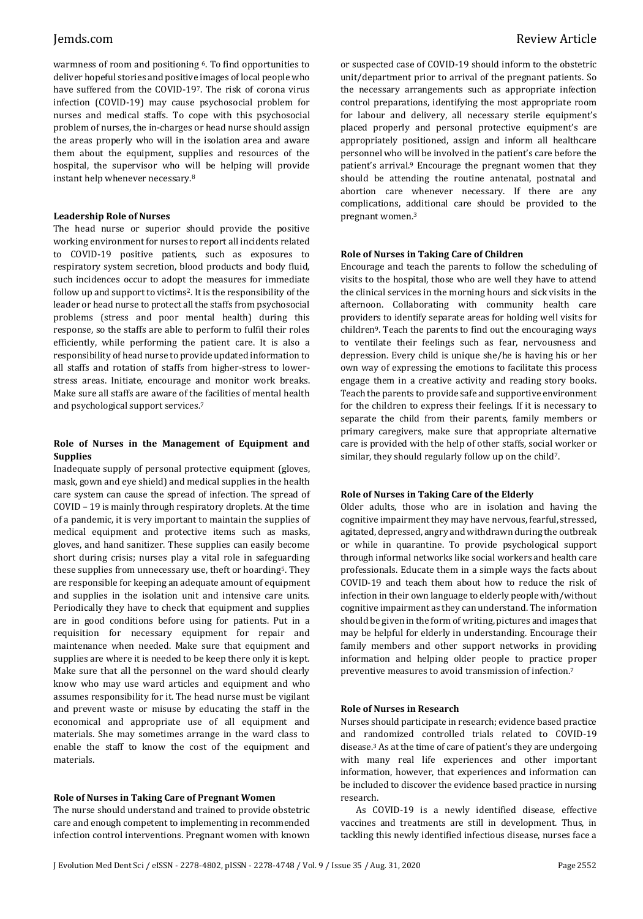warmness of room and positioning [6]. To find opportunities to deliver hopeful stories and positive images of local people who have suffered from the COVID-19[7]. The risk of corona virus infection (COVID-19) may cause psychosocial problem for nurses and medical staffs. To cope with this psychosocial problem of nurses, the in-charges or head nurse should assign the areas properly who will in the isolation area and aware them about the equipment, supplies and resources of the hospital, the supervisor who will be helping will provide instant help whenever necessary.[8]

**Leadership Role of Nurses**

The head nurse or superior should provide the positive working environment for nurses to report all incidents related to COVID-19 positive patients, such as exposures to respiratory system secretion, blood products and body fluid, such incidences occur to adopt the measures for immediate follow up and support to victims[2]. It is the responsibility of the leader or head nurse to protect all the staffs from psychosocial problems (stress and poor mental health) during this response, so the staffs are able to perform to fulfil their roles efficiently, while performing the patient care. It is also a responsibility of head nurse to provide updated information to all staffs and rotation of staffs from higher-stress to lower-stress areas. Initiate, encourage and monitor work breaks. Make sure all staffs are aware of the facilities of mental health and psychological support services.[7]

**Role of Nurses in the Management of Equipment and Supplies**

Inadequate supply of personal protective equipment (gloves, mask, gown and eye shield) and medical supplies in the health care system can cause the spread of infection. The spread of COVID – 19 is mainly through respiratory droplets. At the time of a pandemic, it is very important to maintain the supplies of medical equipment and protective items such as masks, gloves, and hand sanitizer. These supplies can easily become short during crisis; nurses play a vital role in safeguarding these supplies from unnecessary use, theft or hoarding[5]. They are responsible for keeping an adequate amount of equipment and supplies in the isolation unit and intensive care units. Periodically they have to check that equipment and supplies are in good conditions before using for patients. Put in a requisition for necessary equipment for repair and maintenance when needed. Make sure that equipment and supplies are where it is needed to be keep there only it is kept. Make sure that all the personnel on the ward should clearly know who may use ward articles and equipment and who assumes responsibility for it. The head nurse must be vigilant and prevent waste or misuse by educating the staff in the economical and appropriate use of all equipment and materials. She may sometimes arrange in the ward class to enable the staff to know the cost of the equipment and materials.

**Role of Nurses in Taking Care of Pregnant Women**

The nurse should understand and trained to provide obstetric care and enough competent to implementing in recommended infection control interventions. Pregnant women with known or suspected case of COVID-19 should inform to the obstetric unit/department prior to arrival of the pregnant patients. So the necessary arrangements such as appropriate infection control preparations, identifying the most appropriate room for labour and delivery, all necessary sterile equipment's placed properly and personal protective equipment's are appropriately positioned, assign and inform all healthcare personnel who will be involved in the patient's care before the patient's arrival.[9] Encourage the pregnant women that they should be attending the routine antenatal, postnatal and abortion care whenever necessary. If there are any complications, additional care should be provided to the pregnant women.[3]

**Role of Nurses in Taking Care of Children**

Encourage and teach the parents to follow the scheduling of visits to the hospital, those who are well they have to attend the clinical services in the morning hours and sick visits in the afternoon. Collaborating with community health care providers to identify separate areas for holding well visits for children[9]. Teach the parents to find out the encouraging ways to ventilate their feelings such as fear, nervousness and depression. Every child is unique she/he is having his or her own way of expressing the emotions to facilitate this process engage them in a creative activity and reading story books. Teach the parents to provide safe and supportive environment for the children to express their feelings. If it is necessary to separate the child from their parents, family members or primary caregivers, make sure that appropriate alternative care is provided with the help of other staffs, social worker or similar, they should regularly follow up on the child[7].

**Role of Nurses in Taking Care of the Elderly**

Older adults, those who are in isolation and having the cognitive impairment they may have nervous, fearful, stressed, agitated, depressed, angry and withdrawn during the outbreak or while in quarantine. To provide psychological support through informal networks like social workers and health care professionals. Educate them in a simple ways the facts about COVID-19 and teach them about how to reduce the risk of infection in their own language to elderly people with/without cognitive impairment as they can understand. The information should be given in the form of writing, pictures and images that may be helpful for elderly in understanding. Encourage their family members and other support networks in providing information and helping older people to practice proper preventive measures to avoid transmission of infection.[7]

**Role of Nurses in Research**

Nurses should participate in research; evidence based practice and randomized controlled trials related to COVID-19 disease.[3] As at the time of care of patient's they are undergoing with many real life experiences and other important information, however, that experiences and information can be included to discover the evidence based practice in nursing research.

As COVID-19 is a newly identified disease, effective vaccines and treatments are still in development. Thus, in tackling this newly identified infectious disease, nurses face a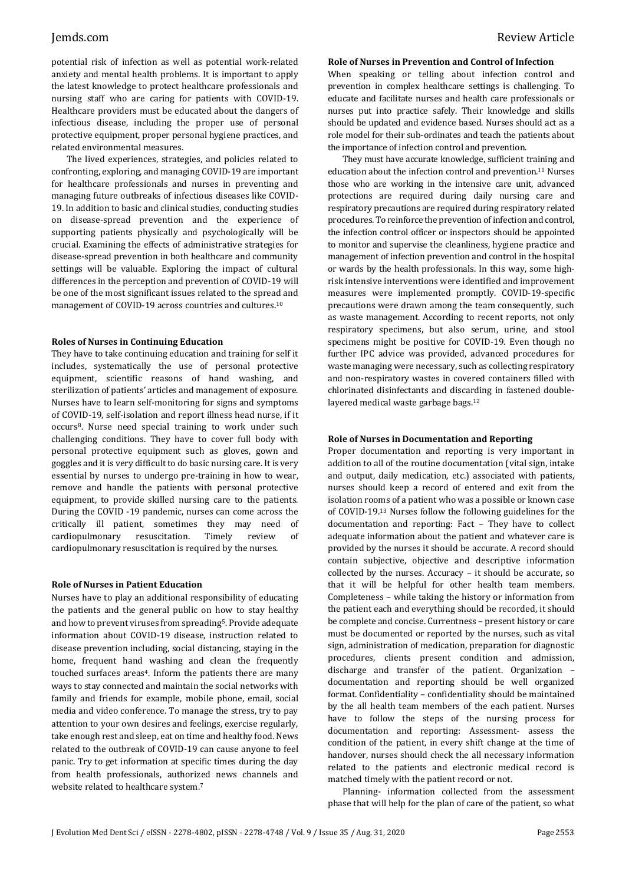potential risk of infection as well as potential work-related anxiety and mental health problems. It is important to apply the latest knowledge to protect healthcare professionals and nursing staff who are caring for patients with COVID-19. Healthcare providers must be educated about the dangers of infectious disease, including the proper use of personal protective equipment, proper personal hygiene practices, and related environmental measures.

The lived experiences, strategies, and policies related to confronting, exploring, and managing COVID-19 are important for healthcare professionals and nurses in preventing and managing future outbreaks of infectious diseases like COVID-19. In addition to basic and clinical studies, conducting studies on disease-spread prevention and the experience of supporting patients physically and psychologically will be crucial. Examining the effects of administrative strategies for disease-spread prevention in both healthcare and community settings will be valuable. Exploring the impact of cultural differences in the perception and prevention of COVID-19 will be one of the most significant issues related to the spread and management of COVID-19 across countries and cultures.[10]

**Roles of Nurses in Continuing Education**

They have to take continuing education and training for self it includes, systematically the use of personal protective equipment, scientific reasons of hand washing, and sterilization of patients' articles and management of exposure. Nurses have to learn self-monitoring for signs and symptoms of COVID-19, self-isolation and report illness head nurse, if it occurs[8]. Nurse need special training to work under such challenging conditions. They have to cover full body with personal protective equipment such as gloves, gown and goggles and it is very difficult to do basic nursing care. It is very essential by nurses to undergo pre-training in how to wear, remove and handle the patients with personal protective equipment, to provide skilled nursing care to the patients. During the COVID -19 pandemic, nurses can come across the critically ill patient, sometimes they may need of cardiopulmonary resuscitation. Timely review of cardiopulmonary resuscitation is required by the nurses.

**Role of Nurses in Patient Education**

Nurses have to play an additional responsibility of educating the patients and the general public on how to stay healthy and how to prevent viruses from spreading[5]. Provide adequate information about COVID-19 disease, instruction related to disease prevention including, social distancing, staying in the home, frequent hand washing and clean the frequently touched surfaces areas[4]. Inform the patients there are many ways to stay connected and maintain the social networks with family and friends for example, mobile phone, email, social media and video conference. To manage the stress, try to pay attention to your own desires and feelings, exercise regularly, take enough rest and sleep, eat on time and healthy food. News related to the outbreak of COVID-19 can cause anyone to feel panic. Try to get information at specific times during the day from health professionals, authorized news channels and website related to healthcare system.[7]

**Role of Nurses in Prevention and Control of Infection**

When speaking or telling about infection control and prevention in complex healthcare settings is challenging. To educate and facilitate nurses and health care professionals or nurses put into practice safely. Their knowledge and skills should be updated and evidence based. Nurses should act as a role model for their sub-ordinates and teach the patients about the importance of infection control and prevention.

They must have accurate knowledge, sufficient training and education about the infection control and prevention.[11] Nurses those who are working in the intensive care unit, advanced protections are required during daily nursing care and respiratory precautions are required during respiratory related procedures. To reinforce the prevention of infection and control, the infection control officer or inspectors should be appointed to monitor and supervise the cleanliness, hygiene practice and management of infection prevention and control in the hospital or wards by the health professionals. In this way, some high-risk intensive interventions were identified and improvement measures were implemented promptly. COVID-19-specific precautions were drawn among the team consequently, such as waste management. According to recent reports, not only respiratory specimens, but also serum, urine, and stool specimens might be positive for COVID-19. Even though no further IPC advice was provided, advanced procedures for waste managing were necessary, such as collecting respiratory and non-respiratory wastes in covered containers filled with chlorinated disinfectants and discarding in fastened double-layered medical waste garbage bags.[12]

**Role of Nurses in Documentation and Reporting**

Proper documentation and reporting is very important in addition to all of the routine documentation (vital sign, intake and output, daily medication, etc.) associated with patients, nurses should keep a record of entered and exit from the isolation rooms of a patient who was a possible or known case of COVID-19.[13] Nurses follow the following guidelines for the documentation and reporting: Fact – They have to collect adequate information about the patient and whatever care is provided by the nurses it should be accurate. A record should contain subjective, objective and descriptive information collected by the nurses. Accuracy – it should be accurate, so that it will be helpful for other health team members. Completeness – while taking the history or information from the patient each and everything should be recorded, it should be complete and concise. Currentness – present history or care must be documented or reported by the nurses, such as vital sign, administration of medication, preparation for diagnostic procedures, clients present condition and admission, discharge and transfer of the patient. Organization – documentation and reporting should be well organized format. Confidentiality – confidentiality should be maintained by the all health team members of the each patient. Nurses have to follow the steps of the nursing process for documentation and reporting: Assessment- assess the condition of the patient, in every shift change at the time of handover, nurses should check the all necessary information related to the patients and electronic medical record is matched timely with the patient record or not.

Planning- information collected from the assessment phase that will help for the plan of care of the patient, so what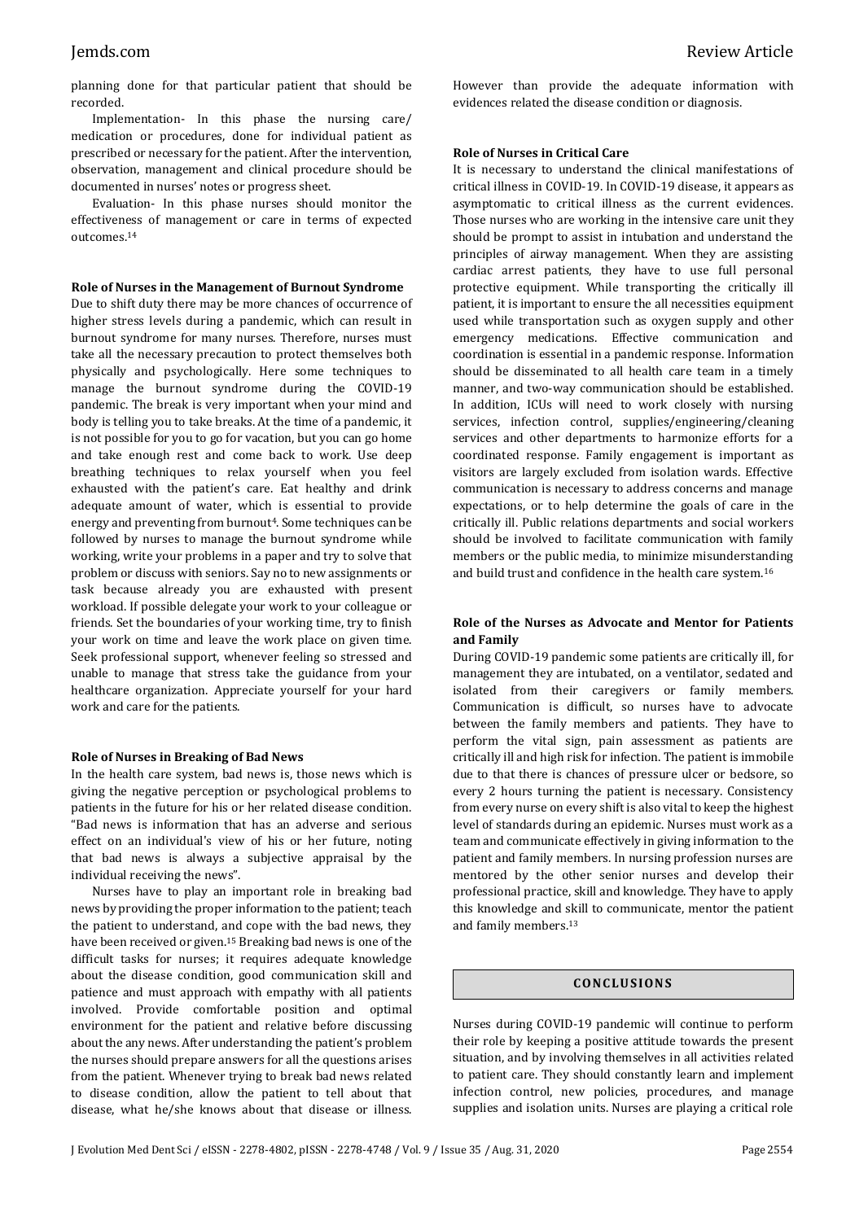planning done for that particular patient that should be recorded.

Implementation- In this phase the nursing care/ medication or procedures, done for individual patient as prescribed or necessary for the patient. After the intervention, observation, management and clinical procedure should be documented in nurses' notes or progress sheet.

Evaluation- In this phase nurses should monitor the effectiveness of management or care in terms of expected outcomes.[14]

**Role of Nurses in the Management of Burnout Syndrome**

Due to shift duty there may be more chances of occurrence of higher stress levels during a pandemic, which can result in burnout syndrome for many nurses. Therefore, nurses must take all the necessary precaution to protect themselves both physically and psychologically. Here some techniques to manage the burnout syndrome during the COVID-19 pandemic. The break is very important when your mind and body is telling you to take breaks. At the time of a pandemic, it is not possible for you to go for vacation, but you can go home and take enough rest and come back to work. Use deep breathing techniques to relax yourself when you feel exhausted with the patient's care. Eat healthy and drink adequate amount of water, which is essential to provide energy and preventing from burnout[4]. Some techniques can be followed by nurses to manage the burnout syndrome while working, write your problems in a paper and try to solve that problem or discuss with seniors. Say no to new assignments or task because already you are exhausted with present workload. If possible delegate your work to your colleague or friends. Set the boundaries of your working time, try to finish your work on time and leave the work place on given time. Seek professional support, whenever feeling so stressed and unable to manage that stress take the guidance from your healthcare organization. Appreciate yourself for your hard work and care for the patients.

**Role of Nurses in Breaking of Bad News**

In the health care system, bad news is, those news which is giving the negative perception or psychological problems to patients in the future for his or her related disease condition. "Bad news is information that has an adverse and serious effect on an individual's view of his or her future, noting that bad news is always a subjective appraisal by the individual receiving the news".

Nurses have to play an important role in breaking bad news by providing the proper information to the patient; teach the patient to understand, and cope with the bad news, they have been received or given.[15] Breaking bad news is one of the difficult tasks for nurses; it requires adequate knowledge about the disease condition, good communication skill and patience and must approach with empathy with all patients involved. Provide comfortable position and optimal environment for the patient and relative before discussing about the any news. After understanding the patient's problem the nurses should prepare answers for all the questions arises from the patient. Whenever trying to break bad news related to disease condition, allow the patient to tell about that disease, what he/she knows about that disease or illness. However than provide the adequate information with evidences related the disease condition or diagnosis.

**Role of Nurses in Critical Care**

It is necessary to understand the clinical manifestations of critical illness in COVID-19. In COVID-19 disease, it appears as asymptomatic to critical illness as the current evidences. Those nurses who are working in the intensive care unit they should be prompt to assist in intubation and understand the principles of airway management. When they are assisting cardiac arrest patients, they have to use full personal protective equipment. While transporting the critically ill patient, it is important to ensure the all necessities equipment used while transportation such as oxygen supply and other emergency medications. Effective communication and coordination is essential in a pandemic response. Information should be disseminated to all health care team in a timely manner, and two-way communication should be established. In addition, ICUs will need to work closely with nursing services, infection control, supplies/engineering/cleaning services and other departments to harmonize efforts for a coordinated response. Family engagement is important as visitors are largely excluded from isolation wards. Effective communication is necessary to address concerns and manage expectations, or to help determine the goals of care in the critically ill. Public relations departments and social workers should be involved to facilitate communication with family members or the public media, to minimize misunderstanding and build trust and confidence in the health care system.[16]

**Role of the Nurses as Advocate and Mentor for Patients and Family**

During COVID-19 pandemic some patients are critically ill, for management they are intubated, on a ventilator, sedated and isolated from their caregivers or family members. Communication is difficult, so nurses have to advocate between the family members and patients. They have to perform the vital sign, pain assessment as patients are critically ill and high risk for infection. The patient is immobile due to that there is chances of pressure ulcer or bedsore, so every 2 hours turning the patient is necessary. Consistency from every nurse on every shift is also vital to keep the highest level of standards during an epidemic. Nurses must work as a team and communicate effectively in giving information to the patient and family members. In nursing profession nurses are mentored by the other senior nurses and develop their professional practice, skill and knowledge. They have to apply this knowledge and skill to communicate, mentor the patient and family members.[13]

## CONCLUSIONS

Nurses during COVID-19 pandemic will continue to perform their role by keeping a positive attitude towards the present situation, and by involving themselves in all activities related to patient care. They should constantly learn and implement infection control, new policies, procedures, and manage supplies and isolation units. Nurses are playing a critical role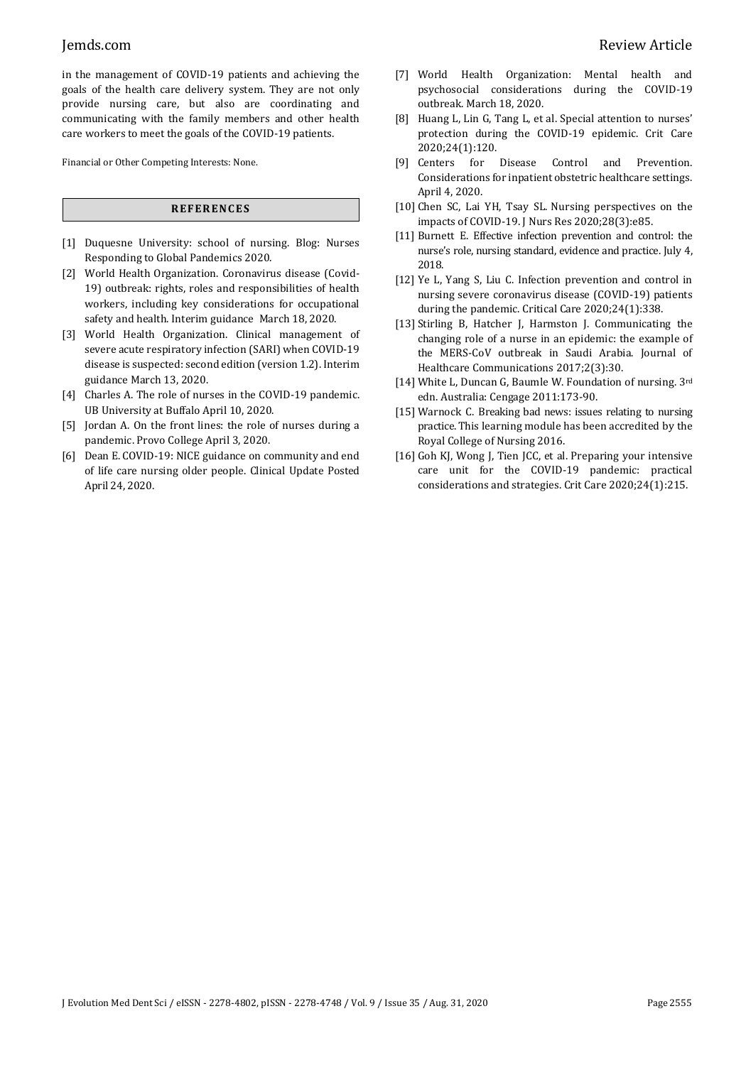in the management of COVID-19 patients and achieving the goals of the health care delivery system. They are not only provide nursing care, but also are coordinating and communicating with the family members and other health care workers to meet the goals of the COVID-19 patients.

Financial or Other Competing Interests: None.

## REFERENCES

[1] Duquesne University: school of nursing. Blog: Nurses Responding to Global Pandemics 2020.

[2] World Health Organization. Coronavirus disease (Covid-19) outbreak: rights, roles and responsibilities of health workers, including key considerations for occupational safety and health. Interim guidance March 18, 2020.

[3] World Health Organization. Clinical management of severe acute respiratory infection (SARI) when COVID-19 disease is suspected: second edition (version 1.2). Interim guidance March 13, 2020.

[4] Charles A. The role of nurses in the COVID-19 pandemic. UB University at Buffalo April 10, 2020.

[5] Jordan A. On the front lines: the role of nurses during a pandemic. Provo College April 3, 2020.

[6] Dean E. COVID-19: NICE guidance on community and end of life care nursing older people. Clinical Update Posted April 24, 2020.

[7] World Health Organization: Mental health and psychosocial considerations during the COVID-19 outbreak. March 18, 2020.

[8] Huang L, Lin G, Tang L, et al. Special attention to nurses' protection during the COVID-19 epidemic. Crit Care 2020;24(1):120.

[9] Centers for Disease Control and Prevention. Considerations for inpatient obstetric healthcare settings. April 4, 2020.

[10] Chen SC, Lai YH, Tsay SL. Nursing perspectives on the impacts of COVID-19. J Nurs Res 2020;28(3):e85.

[11] Burnett E. Effective infection prevention and control: the nurse's role, nursing standard, evidence and practice. July 4, 2018.

[12] Ye L, Yang S, Liu C. Infection prevention and control in nursing severe coronavirus disease (COVID-19) patients during the pandemic. Critical Care 2020;24(1):338.

[13] Stirling B, Hatcher J, Harmston J. Communicating the changing role of a nurse in an epidemic: the example of the MERS-CoV outbreak in Saudi Arabia. Journal of Healthcare Communications 2017;2(3):30.

[14] White L, Duncan G, Baumle W. Foundation of nursing. 3rd edn. Australia: Cengage 2011:173-90.

[15] Warnock C. Breaking bad news: issues relating to nursing practice. This learning module has been accredited by the Royal College of Nursing 2016.

[16] Goh KJ, Wong J, Tien JCC, et al. Preparing your intensive care unit for the COVID-19 pandemic: practical considerations and strategies. Crit Care 2020;24(1):215.